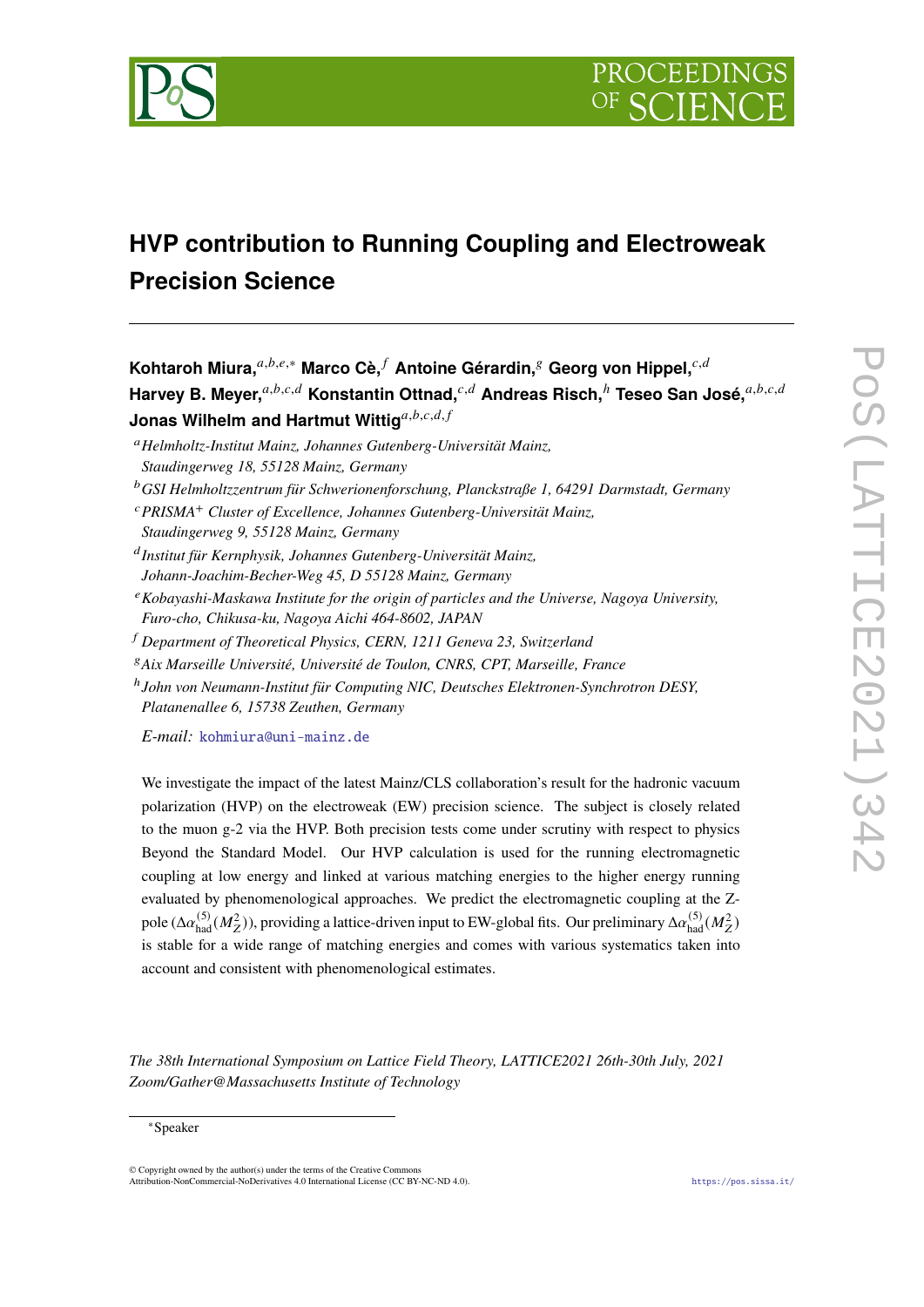# HVP contribution to Running Coupling and Electroweak Precision Science

**Kohtaroh Miura,**[a,b,e,*] **Marco Cè,**[f] **Antoine Gérardin,**[g] **Georg von Hippel,**[c,d] **Harvey B. Meyer,**[a,b,c,d] **Konstantin Ottnad,**[c,d] **Andreas Risch,**[h] **Teseo San José,**[a,b,c,d] **Jonas Wilhelm and Hartmut Wittig**[a,b,c,d,f]

[a] *Helmholtz-Institut Mainz, Johannes Gutenberg-Universität Mainz, Staudingerweg 18, 55128 Mainz, Germany*

[b] *GSI Helmholtzzentrum für Schwerionenforschung, Planckstraße 1, 64291 Darmstadt, Germany*

[c] *PRISMA+ Cluster of Excellence, Johannes Gutenberg-Universität Mainz, Staudingerweg 9, 55128 Mainz, Germany*

[d] *Institut für Kernphysik, Johannes Gutenberg-Universität Mainz, Johann-Joachim-Becher-Weg 45, D 55128 Mainz, Germany*

[e] *Kobayashi-Maskawa Institute for the origin of particles and the Universe, Nagoya University, Furo-cho, Chikusa-ku, Nagoya Aichi 464-8602, JAPAN*

[f] *Department of Theoretical Physics, CERN, 1211 Geneva 23, Switzerland*

[g] *Aix Marseille Université, Université de Toulon, CNRS, CPT, Marseille, France*

[h] *John von Neumann-Institut für Computing NIC, Deutsches Elektronen-Synchrotron DESY, Platanenallee 6, 15738 Zeuthen, Germany*

*E-mail:* kohmiura@uni-mainz.de

We investigate the impact of the latest Mainz/CLS collaboration's result for the hadronic vacuum polarization (HVP) on the electroweak (EW) precision science. The subject is closely related to the muon g-2 via the HVP. Both precision tests come under scrutiny with respect to physics Beyond the Standard Model. Our HVP calculation is used for the running electromagnetic coupling at low energy and linked at various matching energies to the higher energy running evaluated by phenomenological approaches. We predict the electromagnetic coupling at the Z-pole ($\Delta\alpha^{(5)}_{\rm had}(M_Z^2)$), providing a lattice-driven input to EW-global fits. Our preliminary $\Delta\alpha^{(5)}_{\rm had}(M_Z^2)$ is stable for a wide range of matching energies and comes with various systematics taken into account and consistent with phenomenological estimates.

*The 38th International Symposium on Lattice Field Theory, LATTICE2021 26th-30th July, 2021 Zoom/Gather@Massachusetts Institute of Technology*

[*] Speaker

© Copyright owned by the author(s) under the terms of the Creative Commons Attribution-NonCommercial-NoDerivatives 4.0 International License (CC BY-NC-ND 4.0).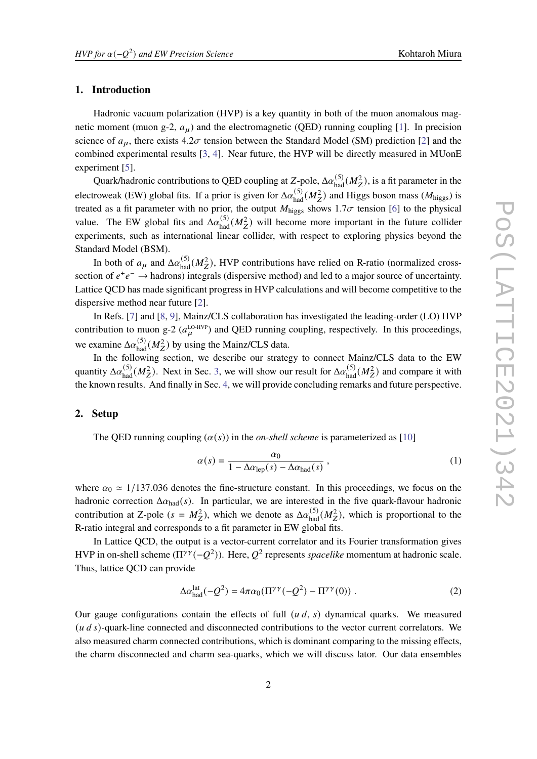## 1. Introduction

Hadronic vacuum polarization (HVP) is a key quantity in both of the muon anomalous magnetic moment (muon g-2, $a_\mu$) and the electromagnetic (QED) running coupling [1]. In precision science of $a_\mu$, there exists $4.2\sigma$ tension between the Standard Model (SM) prediction [2] and the combined experimental results [3, 4]. Near future, the HVP will be directly measured in MUonE experiment [5].

Quark/hadronic contributions to QED coupling at $Z$-pole, $\Delta\alpha_{\rm had}^{(5)}(M_Z^2)$, is a fit parameter in the electroweak (EW) global fits. If a prior is given for $\Delta\alpha_{\rm had}^{(5)}(M_Z^2)$ and Higgs boson mass ($M_{\rm higgs}$) is treated as a fit parameter with no prior, the output $M_{\rm higgs}$ shows $1.7\sigma$ tension [6] to the physical value. The EW global fits and $\Delta\alpha_{\rm had}^{(5)}(M_Z^2)$ will become more important in the future collider experiments, such as international linear collider, with respect to exploring physics beyond the Standard Model (BSM).

In both of $a_\mu$ and $\Delta\alpha_{\rm had}^{(5)}(M_Z^2)$, HVP contributions have relied on R-ratio (normalized cross-section of $e^+e^- \to$ hadrons) integrals (dispersive method) and led to a major source of uncertainty. Lattice QCD has made significant progress in HVP calculations and will become competitive to the dispersive method near future [2].

In Refs. [7] and [8, 9], Mainz/CLS collaboration has investigated the leading-order (LO) HVP contribution to muon g-2 ($a_\mu^{\rm LO\text{-}HVP}$) and QED running coupling, respectively. In this proceedings, we examine $\Delta\alpha_{\rm had}^{(5)}(M_Z^2)$ by using the Mainz/CLS data.

In the following section, we describe our strategy to connect Mainz/CLS data to the EW quantity $\Delta\alpha_{\rm had}^{(5)}(M_Z^2)$. Next in Sec. 3, we will show our result for $\Delta\alpha_{\rm had}^{(5)}(M_Z^2)$ and compare it with the known results. And finally in Sec. 4, we will provide concluding remarks and future perspective.

## 2. Setup

The QED running coupling ($\alpha(s)$) in the *on-shell scheme* is parameterized as [10]

$$\alpha(s) = \frac{\alpha_0}{1 - \Delta\alpha_{\rm lep}(s) - \Delta\alpha_{\rm had}(s)} \,, \tag{1}$$

where $\alpha_0 \simeq 1/137.036$ denotes the fine-structure constant. In this proceedings, we focus on the hadronic correction $\Delta\alpha_{\rm had}(s)$. In particular, we are interested in the five quark-flavour hadronic contribution at Z-pole ($s = M_Z^2$), which we denote as $\Delta\alpha_{\rm had}^{(5)}(M_Z^2)$, which is proportional to the R-ratio integral and corresponds to a fit parameter in EW global fits.

In Lattice QCD, the output is a vector-current correlator and its Fourier transformation gives HVP in on-shell scheme ($\Pi^{\gamma\gamma}(-Q^2)$). Here, $Q^2$ represents *spacelike* momentum at hadronic scale. Thus, lattice QCD can provide

$$\Delta\alpha_{\rm had}^{\rm lat}(-Q^2) = 4\pi\alpha_0(\Pi^{\gamma\gamma}(-Q^2) - \Pi^{\gamma\gamma}(0)) \,. \tag{2}$$

Our gauge configurations contain the effects of full ($u\,d$, $s$) dynamical quarks. We measured ($u\,d\,s$)-quark-line connected and disconnected contributions to the vector current correlators. We also measured charm connected contributions, which is dominant comparing to the missing effects, the charm disconnected and charm sea-quarks, which we will discuss lator. Our data ensembles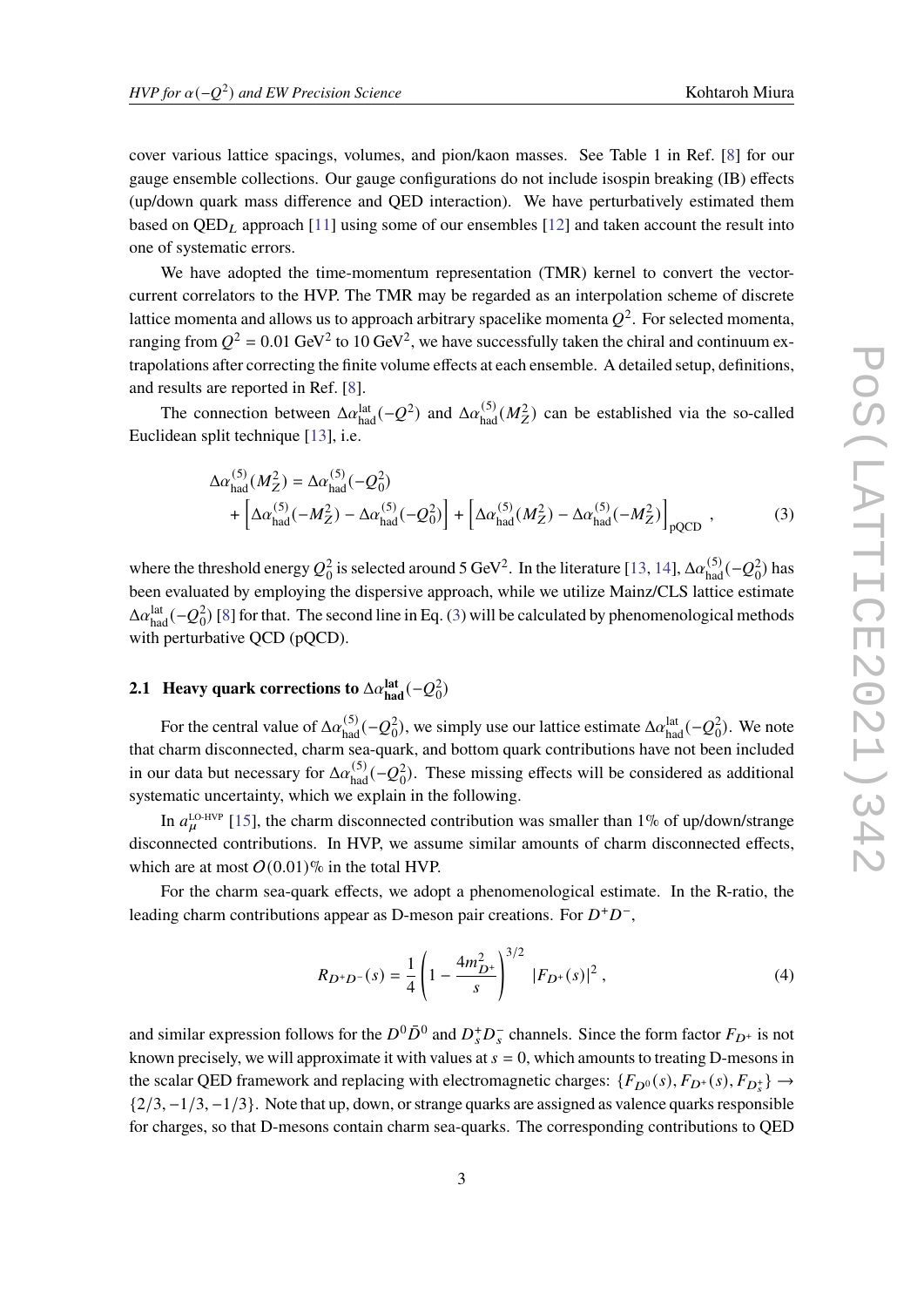cover various lattice spacings, volumes, and pion/kaon masses. See Table 1 in Ref. [8] for our gauge ensemble collections. Our gauge configurations do not include isospin breaking (IB) effects (up/down quark mass difference and QED interaction). We have perturbatively estimated them based on QED$_L$ approach [11] using some of our ensembles [12] and taken account the result into one of systematic errors.

We have adopted the time-momentum representation (TMR) kernel to convert the vector-current correlators to the HVP. The TMR may be regarded as an interpolation scheme of discrete lattice momenta and allows us to approach arbitrary spacelike momenta $Q^2$. For selected momenta, ranging from $Q^2 = 0.01\ \text{GeV}^2$ to $10\ \text{GeV}^2$, we have successfully taken the chiral and continuum extrapolations after correcting the finite volume effects at each ensemble. A detailed setup, definitions, and results are reported in Ref. [8].

The connection between $\Delta\alpha_{\text{had}}^{\text{lat}}(-Q^2)$ and $\Delta\alpha_{\text{had}}^{(5)}(M_Z^2)$ can be established via the so-called Euclidean split technique [13], i.e.

$$
\begin{aligned}
\Delta\alpha_{\text{had}}^{(5)}(M_Z^2) &= \Delta\alpha_{\text{had}}^{(5)}(-Q_0^2) \\
&+ \left[\Delta\alpha_{\text{had}}^{(5)}(-M_Z^2) - \Delta\alpha_{\text{had}}^{(5)}(-Q_0^2)\right] + \left[\Delta\alpha_{\text{had}}^{(5)}(M_Z^2) - \Delta\alpha_{\text{had}}^{(5)}(-M_Z^2)\right]_{\text{pQCD}} ,
\end{aligned}
\tag{3}
$$

where the threshold energy $Q_0^2$ is selected around $5\ \text{GeV}^2$. In the literature [13, 14], $\Delta\alpha_{\text{had}}^{(5)}(-Q_0^2)$ has been evaluated by employing the dispersive approach, while we utilize Mainz/CLS lattice estimate $\Delta\alpha_{\text{had}}^{\text{lat}}(-Q_0^2)$ [8] for that. The second line in Eq. (3) will be calculated by phenomenological methods with perturbative QCD (pQCD).

### 2.1 Heavy quark corrections to $\Delta\alpha_{\text{had}}^{\text{lat}}(-Q_0^2)$

For the central value of $\Delta\alpha_{\text{had}}^{(5)}(-Q_0^2)$, we simply use our lattice estimate $\Delta\alpha_{\text{had}}^{\text{lat}}(-Q_0^2)$. We note that charm disconnected, charm sea-quark, and bottom quark contributions have not been included in our data but necessary for $\Delta\alpha_{\text{had}}^{(5)}(-Q_0^2)$. These missing effects will be considered as additional systematic uncertainty, which we explain in the following.

In $a_\mu^{\text{LO-HVP}}$ [15], the charm disconnected contribution was smaller than 1% of up/down/strange disconnected contributions. In HVP, we assume similar amounts of charm disconnected effects, which are at most $O(0.01)$% in the total HVP.

For the charm sea-quark effects, we adopt a phenomenological estimate. In the R-ratio, the leading charm contributions appear as D-meson pair creations. For $D^+D^-$,

$$
R_{D^+D^-}(s) = \frac{1}{4}\left(1 - \frac{4m_{D^+}^2}{s}\right)^{3/2} |F_{D^+}(s)|^2 ,
\tag{4}
$$

and similar expression follows for the $D^0\bar{D}^0$ and $D_s^+D_s^-$ channels. Since the form factor $F_{D^+}$ is not known precisely, we will approximate it with values at $s = 0$, which amounts to treating D-mesons in the scalar QED framework and replacing with electromagnetic charges: $\{F_{D^0}(s), F_{D^+}(s), F_{D_s^+}\} \to \{2/3, -1/3, -1/3\}$. Note that up, down, or strange quarks are assigned as valence quarks responsible for charges, so that D-mesons contain charm sea-quarks. The corresponding contributions to QED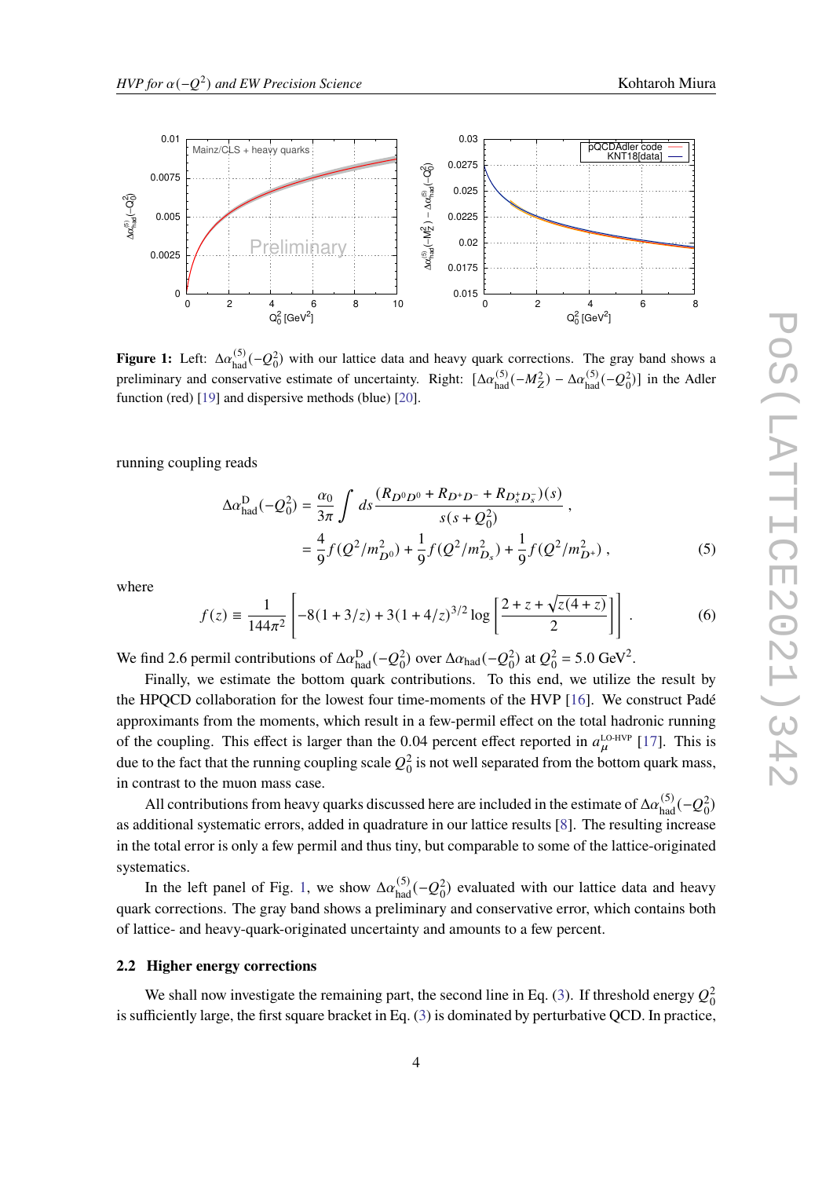**Figure 1:** Left: $\Delta\alpha^{(5)}_{\rm had}(-Q_0^2)$ with our lattice data and heavy quark corrections. The gray band shows a preliminary and conservative estimate of uncertainty. Right: $[\Delta\alpha^{(5)}_{\rm had}(-M_Z^2) - \Delta\alpha^{(5)}_{\rm had}(-Q_0^2)]$ in the Adler function (red) [19] and dispersive methods (blue) [20].

running coupling reads

$$
\begin{aligned}
\Delta\alpha^{\rm D}_{\rm had}(-Q_0^2) &= \frac{\alpha_0}{3\pi}\int ds \frac{(R_{D^0D^0} + R_{D^+D^-} + R_{D_s^+D_s^-})(s)}{s(s+Q_0^2)}\,, \\
&= \frac{4}{9} f(Q^2/m_{D^0}^2) + \frac{1}{9} f(Q^2/m_{D_s}^2) + \frac{1}{9} f(Q^2/m_{D^+}^2)\,,
\end{aligned} \tag{5}
$$

where

$$
f(z) \equiv \frac{1}{144\pi^2}\left[-8(1+3/z) + 3(1+4/z)^{3/2}\log\left[\frac{2+z+\sqrt{z(4+z)}}{2}\right]\right]. \tag{6}
$$

We find 2.6 permil contributions of $\Delta\alpha^{\rm D}_{\rm had}(-Q_0^2)$ over $\Delta\alpha_{\rm had}(-Q_0^2)$ at $Q_0^2 = 5.0$ GeV$^2$.

Finally, we estimate the bottom quark contributions. To this end, we utilize the result by the HPQCD collaboration for the lowest four time-moments of the HVP [16]. We construct Padé approximants from the moments, which result in a few-permil effect on the total hadronic running of the coupling. This effect is larger than the 0.04 percent effect reported in $a_\mu^{\rm LO\text{-}HVP}$ [17]. This is due to the fact that the running coupling scale $Q_0^2$ is not well separated from the bottom quark mass, in contrast to the muon mass case.

All contributions from heavy quarks discussed here are included in the estimate of $\Delta\alpha^{(5)}_{\rm had}(-Q_0^2)$ as additional systematic errors, added in quadrature in our lattice results [8]. The resulting increase in the total error is only a few permil and thus tiny, but comparable to some of the lattice-originated systematics.

In the left panel of Fig. 1, we show $\Delta\alpha^{(5)}_{\rm had}(-Q_0^2)$ evaluated with our lattice data and heavy quark corrections. The gray band shows a preliminary and conservative error, which contains both of lattice- and heavy-quark-originated uncertainty and amounts to a few percent.

### 2.2 Higher energy corrections

We shall now investigate the remaining part, the second line in Eq. (3). If threshold energy $Q_0^2$ is sufficiently large, the first square bracket in Eq. (3) is dominated by perturbative QCD. In practice,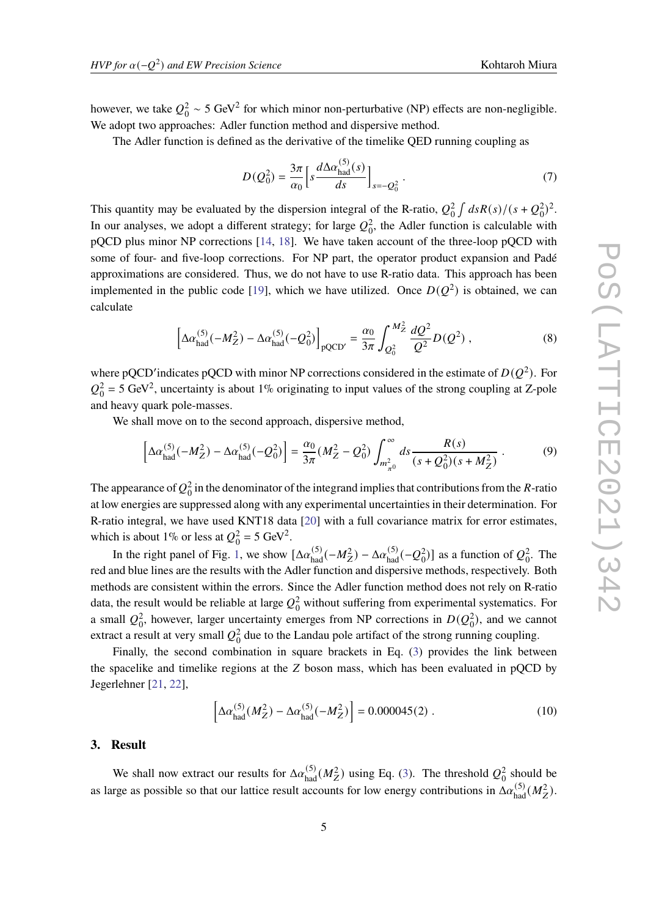however, we take $Q_0^2 \sim 5$ GeV$^2$ for which minor non-perturbative (NP) effects are non-negligible. We adopt two approaches: Adler function method and dispersive method.

The Adler function is defined as the derivative of the timelike QED running coupling as

$$D(Q_0^2) = \frac{3\pi}{\alpha_0}\Big[s\frac{d\Delta\alpha_{\rm had}^{(5)}(s)}{ds}\Big]_{s=-Q_0^2} . \tag{7}$$

This quantity may be evaluated by the dispersion integral of the R-ratio, $Q_0^2 \int ds R(s)/(s+Q_0^2)^2$. In our analyses, we adopt a different strategy; for large $Q_0^2$, the Adler function is calculable with pQCD plus minor NP corrections [14, 18]. We have taken account of the three-loop pQCD with some of four- and five-loop corrections. For NP part, the operator product expansion and Padé approximations are considered. Thus, we do not have to use R-ratio data. This approach has been implemented in the public code [19], which we have utilized. Once $D(Q^2)$ is obtained, we can calculate

$$\Big[\Delta\alpha_{\rm had}^{(5)}(-M_Z^2) - \Delta\alpha_{\rm had}^{(5)}(-Q_0^2)\Big]_{\rm pQCD'} = \frac{\alpha_0}{3\pi}\int_{Q_0^2}^{M_Z^2}\frac{dQ^2}{Q^2}D(Q^2) , \tag{8}$$

where pQCD′indicates pQCD with minor NP corrections considered in the estimate of $D(Q^2)$. For $Q_0^2 = 5$ GeV$^2$, uncertainty is about 1% originating to input values of the strong coupling at Z-pole and heavy quark pole-masses.

We shall move on to the second approach, dispersive method,

$$\Big[\Delta\alpha_{\rm had}^{(5)}(-M_Z^2) - \Delta\alpha_{\rm had}^{(5)}(-Q_0^2)\Big] = \frac{\alpha_0}{3\pi}(M_Z^2 - Q_0^2)\int_{m_{\pi^0}^2}^{\infty} ds \frac{R(s)}{(s+Q_0^2)(s+M_Z^2)} . \tag{9}$$

The appearance of $Q_0^2$ in the denominator of the integrand implies that contributions from the $R$-ratio at low energies are suppressed along with any experimental uncertainties in their determination. For R-ratio integral, we have used KNT18 data [20] with a full covariance matrix for error estimates, which is about 1% or less at $Q_0^2 = 5$ GeV$^2$.

In the right panel of Fig. 1, we show $[\Delta\alpha_{\rm had}^{(5)}(-M_Z^2) - \Delta\alpha_{\rm had}^{(5)}(-Q_0^2)]$ as a function of $Q_0^2$. The red and blue lines are the results with the Adler function and dispersive methods, respectively. Both methods are consistent within the errors. Since the Adler function method does not rely on R-ratio data, the result would be reliable at large $Q_0^2$ without suffering from experimental systematics. For a small $Q_0^2$, however, larger uncertainty emerges from NP corrections in $D(Q_0^2)$, and we cannot extract a result at very small $Q_0^2$ due to the Landau pole artifact of the strong running coupling.

Finally, the second combination in square brackets in Eq. (3) provides the link between the spacelike and timelike regions at the $Z$ boson mass, which has been evaluated in pQCD by Jegerlehner [21, 22],

$$\Big[\Delta\alpha_{\rm had}^{(5)}(M_Z^2) - \Delta\alpha_{\rm had}^{(5)}(-M_Z^2)\Big] = 0.000045(2) . \tag{10}$$

## 3. Result

We shall now extract our results for $\Delta\alpha_{\rm had}^{(5)}(M_Z^2)$ using Eq. (3). The threshold $Q_0^2$ should be as large as possible so that our lattice result accounts for low energy contributions in $\Delta\alpha_{\rm had}^{(5)}(M_Z^2)$.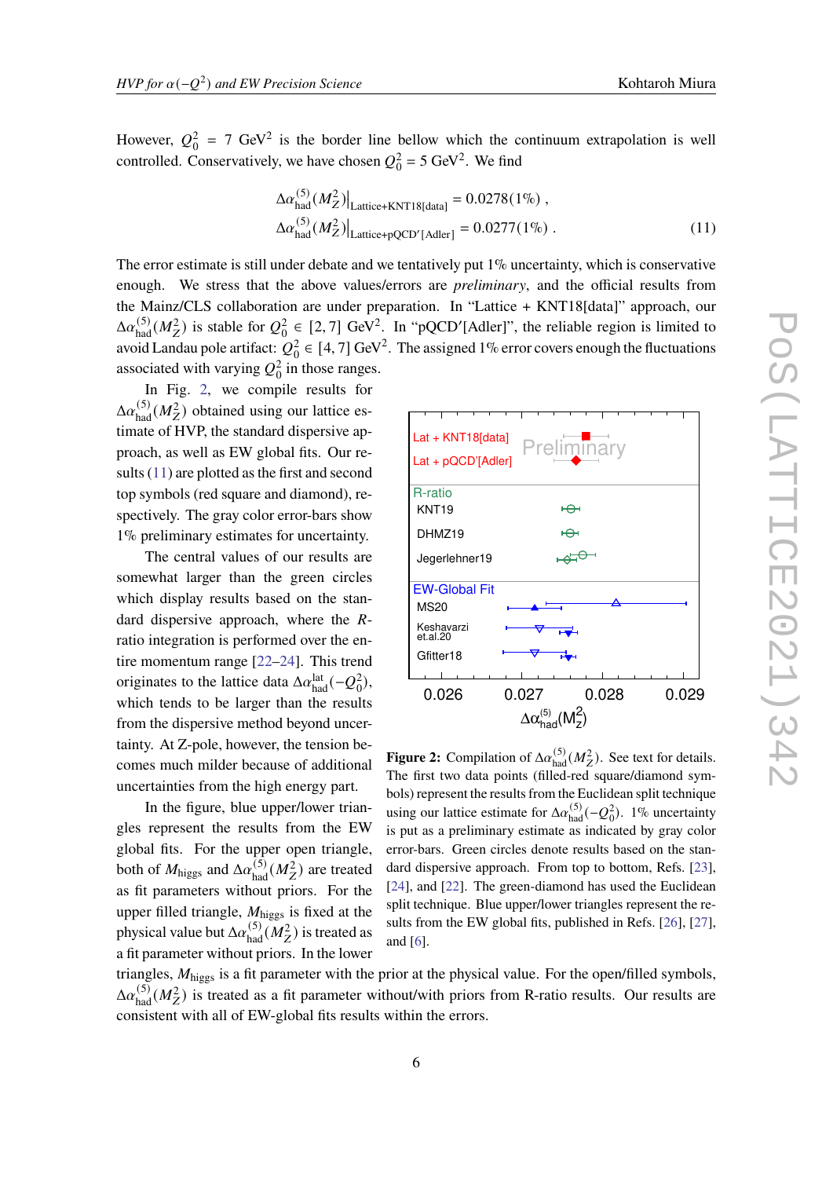However, $Q_0^2 = 7\ \mathrm{GeV}^2$ is the border line bellow which the continuum extrapolation is well controlled. Conservatively, we have chosen $Q_0^2 = 5\ \mathrm{GeV}^2$. We find

$$
\begin{aligned}
\Delta\alpha_{\rm had}^{(5)}(M_Z^2)\big|_{\rm Lattice+KNT18[data]} &= 0.0278(1\%)\ , \\
\Delta\alpha_{\rm had}^{(5)}(M_Z^2)\big|_{\rm Lattice+pQCD'[Adler]} &= 0.0277(1\%)\ .
\end{aligned}
\tag{11}
$$

The error estimate is still under debate and we tentatively put 1% uncertainty, which is conservative enough. We stress that the above values/errors are *preliminary*, and the official results from the Mainz/CLS collaboration are under preparation. In "Lattice + KNT18[data]" approach, our $\Delta\alpha_{\rm had}^{(5)}(M_Z^2)$ is stable for $Q_0^2 \in [2,7]\ \mathrm{GeV}^2$. In "pQCD′[Adler]", the reliable region is limited to avoid Landau pole artifact: $Q_0^2 \in [4,7]\ \mathrm{GeV}^2$. The assigned 1% error covers enough the fluctuations associated with varying $Q_0^2$ in those ranges.

In Fig. 2, we compile results for $\Delta\alpha_{\rm had}^{(5)}(M_Z^2)$ obtained using our lattice estimate of HVP, the standard dispersive approach, as well as EW global fits. Our results (11) are plotted as the first and second top symbols (red square and diamond), respectively. The gray color error-bars show 1% preliminary estimates for uncertainty.

The central values of our results are somewhat larger than the green circles which display results based on the standard dispersive approach, where the $R$-ratio integration is performed over the entire momentum range [22–24]. This trend originates to the lattice data $\Delta\alpha_{\rm had}^{\rm lat}(-Q_0^2)$, which tends to be larger than the results from the dispersive method beyond uncertainty. At Z-pole, however, the tension becomes much milder because of additional uncertainties from the high energy part.

Figure 2: Compilation of $\Delta\alpha_{\rm had}^{(5)}(M_Z^2)$. See text for details. The first two data points (filled-red square/diamond symbols) represent the results from the Euclidean split technique using our lattice estimate for $\Delta\alpha_{\rm had}^{(5)}(-Q_0^2)$. 1% uncertainty is put as a preliminary estimate as indicated by gray color error-bars. Green circles denote results based on the standard dispersive approach. From top to bottom, Refs. [23], [24], and [22]. The green-diamond has used the Euclidean split technique. Blue upper/lower triangles represent the results from the EW global fits, published in Refs. [26], [27], and [6].

In the figure, blue upper/lower triangles represent the results from the EW global fits. For the upper open triangle, both of $M_{\rm higgs}$ and $\Delta\alpha_{\rm had}^{(5)}(M_Z^2)$ are treated as fit parameters without priors. For the upper filled triangle, $M_{\rm higgs}$ is fixed at the physical value but $\Delta\alpha_{\rm had}^{(5)}(M_Z^2)$ is treated as a fit parameter without priors. In the lower triangles, $M_{\rm higgs}$ is a fit parameter with the prior at the physical value. For the open/filled symbols, $\Delta\alpha_{\rm had}^{(5)}(M_Z^2)$ is treated as a fit parameter without/with priors from R-ratio results. Our results are consistent with all of EW-global fits results within the errors.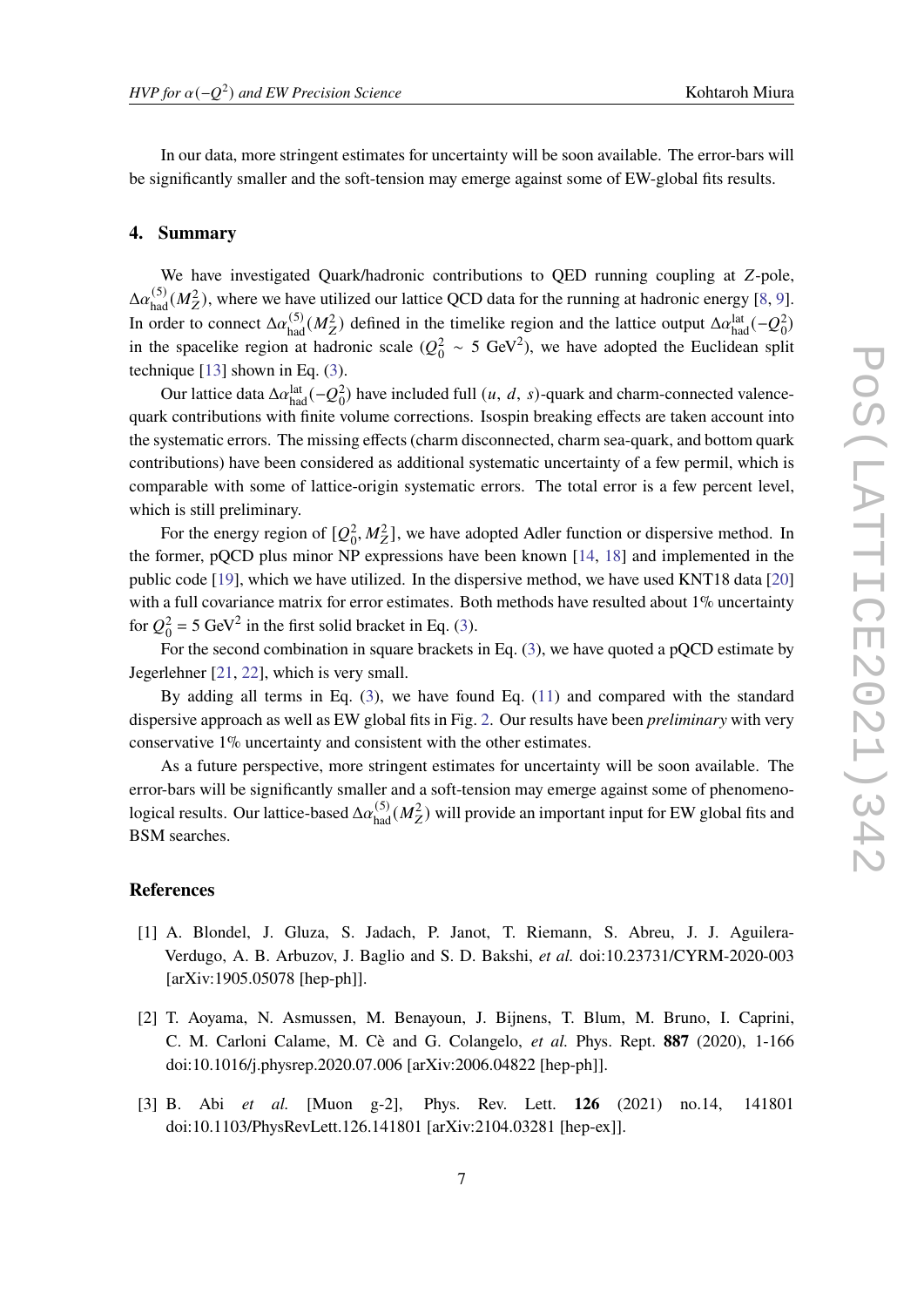In our data, more stringent estimates for uncertainty will be soon available. The error-bars will be significantly smaller and the soft-tension may emerge against some of EW-global fits results.

## 4. Summary

We have investigated Quark/hadronic contributions to QED running coupling at $Z$-pole, $\Delta\alpha^{(5)}_{\rm had}(M_Z^2)$, where we have utilized our lattice QCD data for the running at hadronic energy [8, 9]. In order to connect $\Delta\alpha^{(5)}_{\rm had}(M_Z^2)$ defined in the timelike region and the lattice output $\Delta\alpha^{\rm lat}_{\rm had}(-Q_0^2)$ in the spacelike region at hadronic scale ($Q_0^2 \sim 5$ GeV$^2$), we have adopted the Euclidean split technique [13] shown in Eq. (3).

Our lattice data $\Delta\alpha^{\rm lat}_{\rm had}(-Q_0^2)$ have included full ($u$, $d$, $s$)-quark and charm-connected valence-quark contributions with finite volume corrections. Isospin breaking effects are taken account into the systematic errors. The missing effects (charm disconnected, charm sea-quark, and bottom quark contributions) have been considered as additional systematic uncertainty of a few permil, which is comparable with some of lattice-origin systematic errors. The total error is a few percent level, which is still preliminary.

For the energy region of $[Q_0^2, M_Z^2]$, we have adopted Adler function or dispersive method. In the former, pQCD plus minor NP expressions have been known [14, 18] and implemented in the public code [19], which we have utilized. In the dispersive method, we have used KNT18 data [20] with a full covariance matrix for error estimates. Both methods have resulted about 1% uncertainty for $Q_0^2 = 5$ GeV$^2$ in the first solid bracket in Eq. (3).

For the second combination in square brackets in Eq. (3), we have quoted a pQCD estimate by Jegerlehner [21, 22], which is very small.

By adding all terms in Eq. (3), we have found Eq. (11) and compared with the standard dispersive approach as well as EW global fits in Fig. 2. Our results have been *preliminary* with very conservative 1% uncertainty and consistent with the other estimates.

As a future perspective, more stringent estimates for uncertainty will be soon available. The error-bars will be significantly smaller and a soft-tension may emerge against some of phenomenological results. Our lattice-based $\Delta\alpha^{(5)}_{\rm had}(M_Z^2)$ will provide an important input for EW global fits and BSM searches.

## References

[1] A. Blondel, J. Gluza, S. Jadach, P. Janot, T. Riemann, S. Abreu, J. J. Aguilera-Verdugo, A. B. Arbuzov, J. Baglio and S. D. Bakshi, *et al.* doi:10.23731/CYRM-2020-003 [arXiv:1905.05078 [hep-ph]].

[2] T. Aoyama, N. Asmussen, M. Benayoun, J. Bijnens, T. Blum, M. Bruno, I. Caprini, C. M. Carloni Calame, M. Cè and G. Colangelo, *et al.* Phys. Rept. **887** (2020), 1-166 doi:10.1016/j.physrep.2020.07.006 [arXiv:2006.04822 [hep-ph]].

[3] B. Abi *et al.* [Muon g-2], Phys. Rev. Lett. **126** (2021) no.14, 141801 doi:10.1103/PhysRevLett.126.141801 [arXiv:2104.03281 [hep-ex]].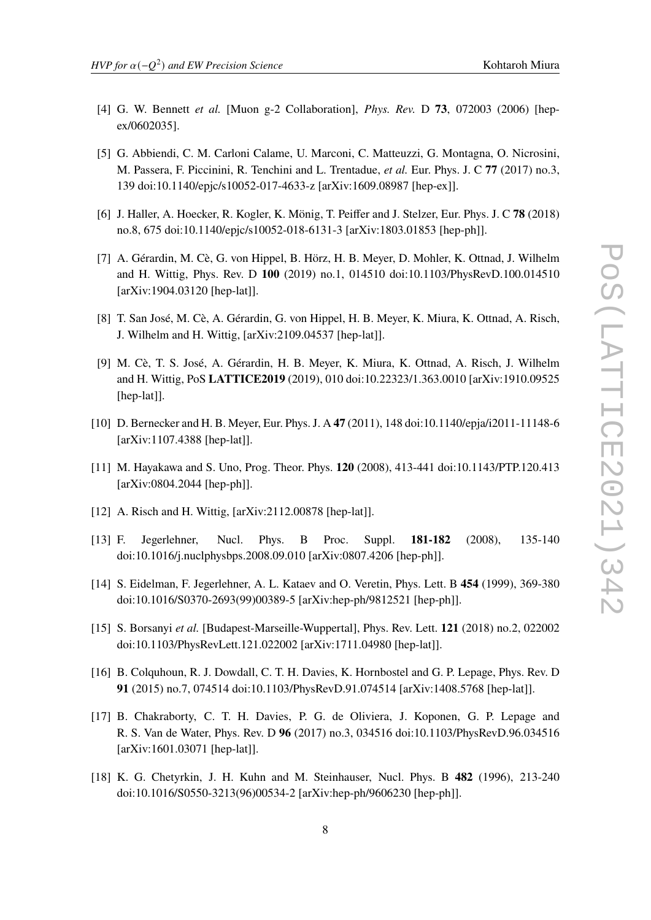[4] G. W. Bennett *et al.* [Muon g-2 Collaboration], *Phys. Rev.* D **73**, 072003 (2006) [hep-ex/0602035].

[5] G. Abbiendi, C. M. Carloni Calame, U. Marconi, C. Matteuzzi, G. Montagna, O. Nicrosini, M. Passera, F. Piccinini, R. Tenchini and L. Trentadue, *et al.* Eur. Phys. J. C **77** (2017) no.3, 139 doi:10.1140/epjc/s10052-017-4633-z [arXiv:1609.08987 [hep-ex]].

[6] J. Haller, A. Hoecker, R. Kogler, K. Mönig, T. Peiffer and J. Stelzer, Eur. Phys. J. C **78** (2018) no.8, 675 doi:10.1140/epjc/s10052-018-6131-3 [arXiv:1803.01853 [hep-ph]].

[7] A. Gérardin, M. Cè, G. von Hippel, B. Hörz, H. B. Meyer, D. Mohler, K. Ottnad, J. Wilhelm and H. Wittig, Phys. Rev. D **100** (2019) no.1, 014510 doi:10.1103/PhysRevD.100.014510 [arXiv:1904.03120 [hep-lat]].

[8] T. San José, M. Cè, A. Gérardin, G. von Hippel, H. B. Meyer, K. Miura, K. Ottnad, A. Risch, J. Wilhelm and H. Wittig, [arXiv:2109.04537 [hep-lat]].

[9] M. Cè, T. S. José, A. Gérardin, H. B. Meyer, K. Miura, K. Ottnad, A. Risch, J. Wilhelm and H. Wittig, PoS **LATTICE2019** (2019), 010 doi:10.22323/1.363.0010 [arXiv:1910.09525 [hep-lat]].

[10] D. Bernecker and H. B. Meyer, Eur. Phys. J. A **47** (2011), 148 doi:10.1140/epja/i2011-11148-6 [arXiv:1107.4388 [hep-lat]].

[11] M. Hayakawa and S. Uno, Prog. Theor. Phys. **120** (2008), 413-441 doi:10.1143/PTP.120.413 [arXiv:0804.2044 [hep-ph]].

[12] A. Risch and H. Wittig, [arXiv:2112.00878 [hep-lat]].

[13] F. Jegerlehner, Nucl. Phys. B Proc. Suppl. **181-182** (2008), 135-140 doi:10.1016/j.nuclphysbps.2008.09.010 [arXiv:0807.4206 [hep-ph]].

[14] S. Eidelman, F. Jegerlehner, A. L. Kataev and O. Veretin, Phys. Lett. B **454** (1999), 369-380 doi:10.1016/S0370-2693(99)00389-5 [arXiv:hep-ph/9812521 [hep-ph]].

[15] S. Borsanyi *et al.* [Budapest-Marseille-Wuppertal], Phys. Rev. Lett. **121** (2018) no.2, 022002 doi:10.1103/PhysRevLett.121.022002 [arXiv:1711.04980 [hep-lat]].

[16] B. Colquhoun, R. J. Dowdall, C. T. H. Davies, K. Hornbostel and G. P. Lepage, Phys. Rev. D **91** (2015) no.7, 074514 doi:10.1103/PhysRevD.91.074514 [arXiv:1408.5768 [hep-lat]].

[17] B. Chakraborty, C. T. H. Davies, P. G. de Oliviera, J. Koponen, G. P. Lepage and R. S. Van de Water, Phys. Rev. D **96** (2017) no.3, 034516 doi:10.1103/PhysRevD.96.034516 [arXiv:1601.03071 [hep-lat]].

[18] K. G. Chetyrkin, J. H. Kuhn and M. Steinhauser, Nucl. Phys. B **482** (1996), 213-240 doi:10.1016/S0550-3213(96)00534-2 [arXiv:hep-ph/9606230 [hep-ph]].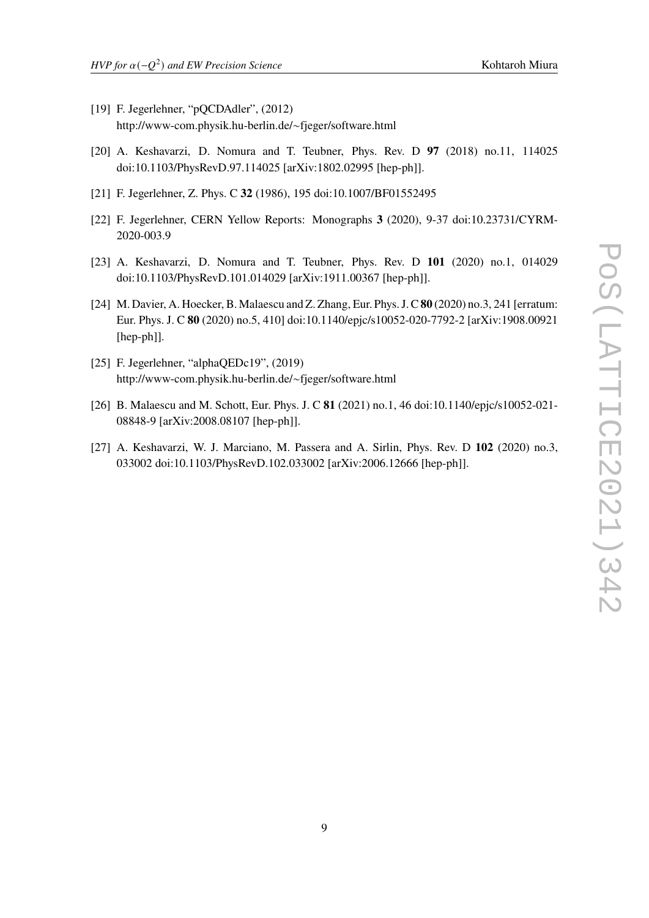[19] F. Jegerlehner, "pQCDAdler", (2012)
http://www-com.physik.hu-berlin.de/~fjeger/software.html

[20] A. Keshavarzi, D. Nomura and T. Teubner, Phys. Rev. D **97** (2018) no.11, 114025 doi:10.1103/PhysRevD.97.114025 [arXiv:1802.02995 [hep-ph]].

[21] F. Jegerlehner, Z. Phys. C **32** (1986), 195 doi:10.1007/BF01552495

[22] F. Jegerlehner, CERN Yellow Reports: Monographs **3** (2020), 9-37 doi:10.23731/CYRM-2020-003.9

[23] A. Keshavarzi, D. Nomura and T. Teubner, Phys. Rev. D **101** (2020) no.1, 014029 doi:10.1103/PhysRevD.101.014029 [arXiv:1911.00367 [hep-ph]].

[24] M. Davier, A. Hoecker, B. Malaescu and Z. Zhang, Eur. Phys. J. C **80** (2020) no.3, 241 [erratum: Eur. Phys. J. C **80** (2020) no.5, 410] doi:10.1140/epjc/s10052-020-7792-2 [arXiv:1908.00921 [hep-ph]].

[25] F. Jegerlehner, "alphaQEDc19", (2019)
http://www-com.physik.hu-berlin.de/~fjeger/software.html

[26] B. Malaescu and M. Schott, Eur. Phys. J. C **81** (2021) no.1, 46 doi:10.1140/epjc/s10052-021-08848-9 [arXiv:2008.08107 [hep-ph]].

[27] A. Keshavarzi, W. J. Marciano, M. Passera and A. Sirlin, Phys. Rev. D **102** (2020) no.3, 033002 doi:10.1103/PhysRevD.102.033002 [arXiv:2006.12666 [hep-ph]].